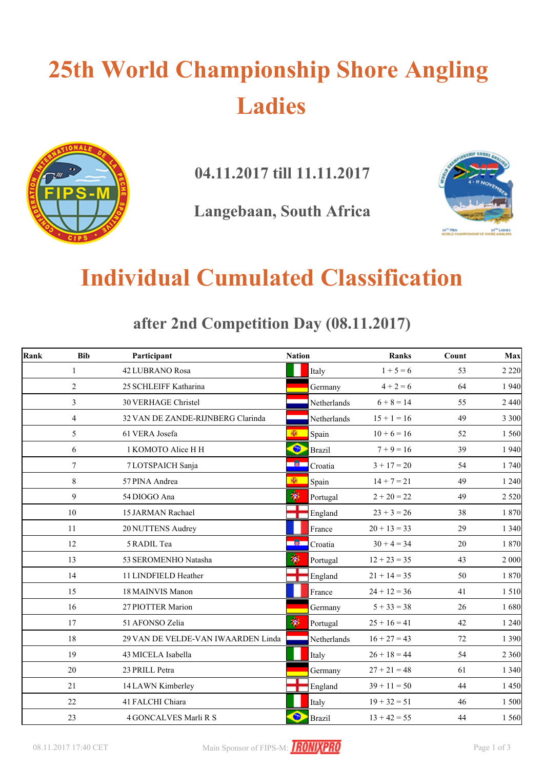# 25th World Championship Shore Angling Ladies

**04.11.2017 till 11.11.2017**

**Langebaan, South Africa**

# Individual Cumulated Classification

## after 2nd Competition Day (08.11.2017)

| Rank | Bib | Participant | Nation | Ranks | Count | Max |
|---|---|---|---|---|---|---|
| 1 | 42 | LUBRANO Rosa | Italy | 1 + 5 = 6 | 53 | 2 220 |
| 2 | 25 | SCHLEIFF Katharina | Germany | 4 + 2 = 6 | 64 | 1 940 |
| 3 | 30 | VERHAGE Christel | Netherlands | 6 + 8 = 14 | 55 | 2 440 |
| 4 | 32 | VAN DE ZANDE-RIJNBERG Clarinda | Netherlands | 15 + 1 = 16 | 49 | 3 300 |
| 5 | 61 | VERA Josefa | Spain | 10 + 6 = 16 | 52 | 1 560 |
| 6 | 1 | KOMOTO Alice H H | Brazil | 7 + 9 = 16 | 39 | 1 940 |
| 7 | 7 | LOTSPAICH Sanja | Croatia | 3 + 17 = 20 | 54 | 1 740 |
| 8 | 57 | PINA Andrea | Spain | 14 + 7 = 21 | 49 | 1 240 |
| 9 | 54 | DIOGO Ana | Portugal | 2 + 20 = 22 | 49 | 2 520 |
| 10 | 15 | JARMAN Rachael | England | 23 + 3 = 26 | 38 | 1 870 |
| 11 | 20 | NUTTENS Audrey | France | 20 + 13 = 33 | 29 | 1 340 |
| 12 | 5 | RADIL Tea | Croatia | 30 + 4 = 34 | 20 | 1 870 |
| 13 | 53 | SEROMENHO Natasha | Portugal | 12 + 23 = 35 | 43 | 2 000 |
| 14 | 11 | LINDFIELD Heather | England | 21 + 14 = 35 | 50 | 1 870 |
| 15 | 18 | MAINVIS Manon | France | 24 + 12 = 36 | 41 | 1 510 |
| 16 | 27 | PIOTTER Marion | Germany | 5 + 33 = 38 | 26 | 1 680 |
| 17 | 51 | AFONSO Zelia | Portugal | 25 + 16 = 41 | 42 | 1 240 |
| 18 | 29 | VAN DE VELDE-VAN IWAARDEN Linda | Netherlands | 16 + 27 = 43 | 72 | 1 390 |
| 19 | 43 | MICELA Isabella | Italy | 26 + 18 = 44 | 54 | 2 360 |
| 20 | 23 | PRILL Petra | Germany | 27 + 21 = 48 | 61 | 1 340 |
| 21 | 14 | LAWN Kimberley | England | 39 + 11 = 50 | 44 | 1 450 |
| 22 | 41 | FALCHI Chiara | Italy | 19 + 32 = 51 | 46 | 1 500 |
| 23 | 4 | GONCALVES Marli R S | Brazil | 13 + 42 = 55 | 44 | 1 560 |

08.11.2017 17:40 CET

Main Sponsor of FIPS-M: IRONIXPRO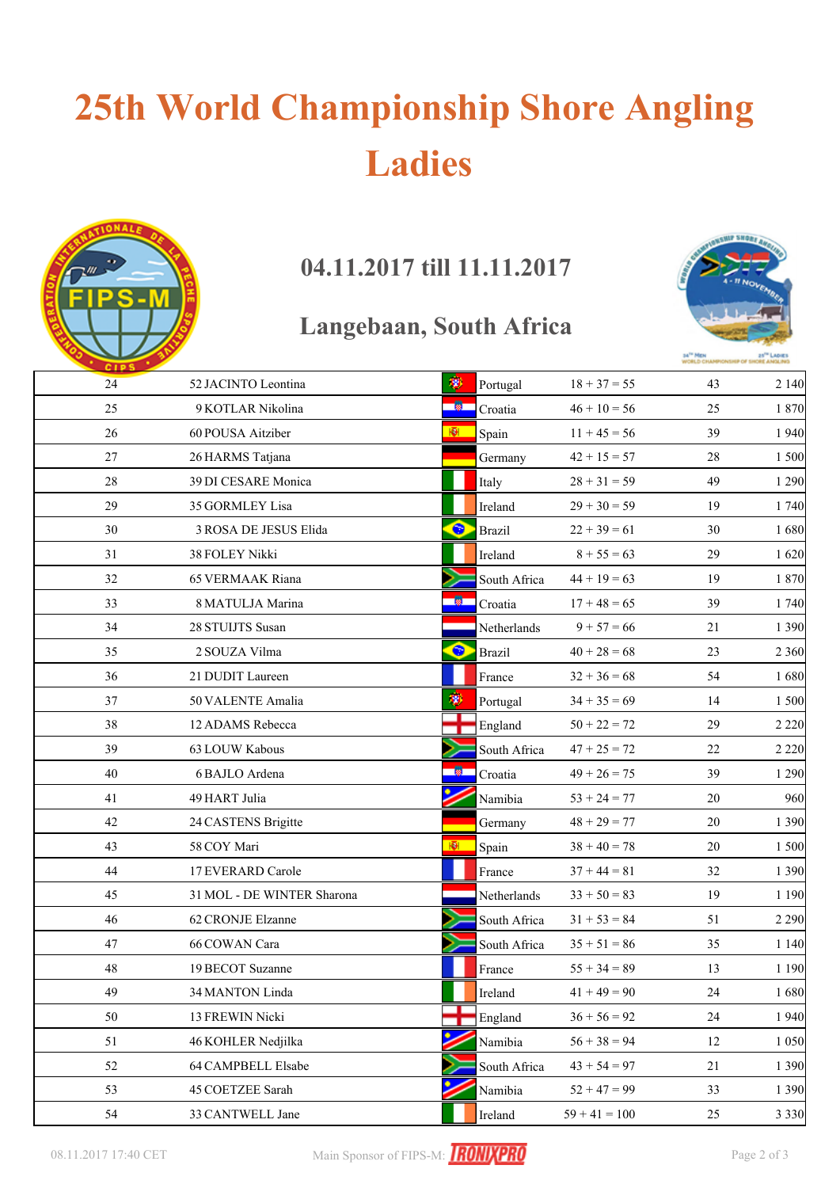# 25th World Championship Shore Angling Ladies

## 04.11.2017 till 11.11.2017

## Langebaan, South Africa

| | | | | | |
|---|---|---|---|---|---|
| 24 | 52 JACINTO Leontina | Portugal | 18 + 37 = 55 | 43 | 2 140 |
| 25 | 9 KOTLAR Nikolina | Croatia | 46 + 10 = 56 | 25 | 1 870 |
| 26 | 60 POUSA Aitziber | Spain | 11 + 45 = 56 | 39 | 1 940 |
| 27 | 26 HARMS Tatjana | Germany | 42 + 15 = 57 | 28 | 1 500 |
| 28 | 39 DI CESARE Monica | Italy | 28 + 31 = 59 | 49 | 1 290 |
| 29 | 35 GORMLEY Lisa | Ireland | 29 + 30 = 59 | 19 | 1 740 |
| 30 | 3 ROSA DE JESUS Elida | Brazil | 22 + 39 = 61 | 30 | 1 680 |
| 31 | 38 FOLEY Nikki | Ireland | 8 + 55 = 63 | 29 | 1 620 |
| 32 | 65 VERMAAK Riana | South Africa | 44 + 19 = 63 | 19 | 1 870 |
| 33 | 8 MATULJA Marina | Croatia | 17 + 48 = 65 | 39 | 1 740 |
| 34 | 28 STUIJTS Susan | Netherlands | 9 + 57 = 66 | 21 | 1 390 |
| 35 | 2 SOUZA Vilma | Brazil | 40 + 28 = 68 | 23 | 2 360 |
| 36 | 21 DUDIT Laureen | France | 32 + 36 = 68 | 54 | 1 680 |
| 37 | 50 VALENTE Amalia | Portugal | 34 + 35 = 69 | 14 | 1 500 |
| 38 | 12 ADAMS Rebecca | England | 50 + 22 = 72 | 29 | 2 220 |
| 39 | 63 LOUW Kabous | South Africa | 47 + 25 = 72 | 22 | 2 220 |
| 40 | 6 BAJLO Ardena | Croatia | 49 + 26 = 75 | 39 | 1 290 |
| 41 | 49 HART Julia | Namibia | 53 + 24 = 77 | 20 | 960 |
| 42 | 24 CASTENS Brigitte | Germany | 48 + 29 = 77 | 20 | 1 390 |
| 43 | 58 COY Mari | Spain | 38 + 40 = 78 | 20 | 1 500 |
| 44 | 17 EVERARD Carole | France | 37 + 44 = 81 | 32 | 1 390 |
| 45 | 31 MOL - DE WINTER Sharona | Netherlands | 33 + 50 = 83 | 19 | 1 190 |
| 46 | 62 CRONJE Elzanne | South Africa | 31 + 53 = 84 | 51 | 2 290 |
| 47 | 66 COWAN Cara | South Africa | 35 + 51 = 86 | 35 | 1 140 |
| 48 | 19 BECOT Suzanne | France | 55 + 34 = 89 | 13 | 1 190 |
| 49 | 34 MANTON Linda | Ireland | 41 + 49 = 90 | 24 | 1 680 |
| 50 | 13 FREWIN Nicki | England | 36 + 56 = 92 | 24 | 1 940 |
| 51 | 46 KOHLER Nedjilka | Namibia | 56 + 38 = 94 | 12 | 1 050 |
| 52 | 64 CAMPBELL Elsabe | South Africa | 43 + 54 = 97 | 21 | 1 390 |
| 53 | 45 COETZEE Sarah | Namibia | 52 + 47 = 99 | 33 | 1 390 |
| 54 | 33 CANTWELL Jane | Ireland | 59 + 41 = 100 | 25 | 3 330 |

08.11.2017 17:40 CET

Main Sponsor of FIPS-M: IRONIXPRO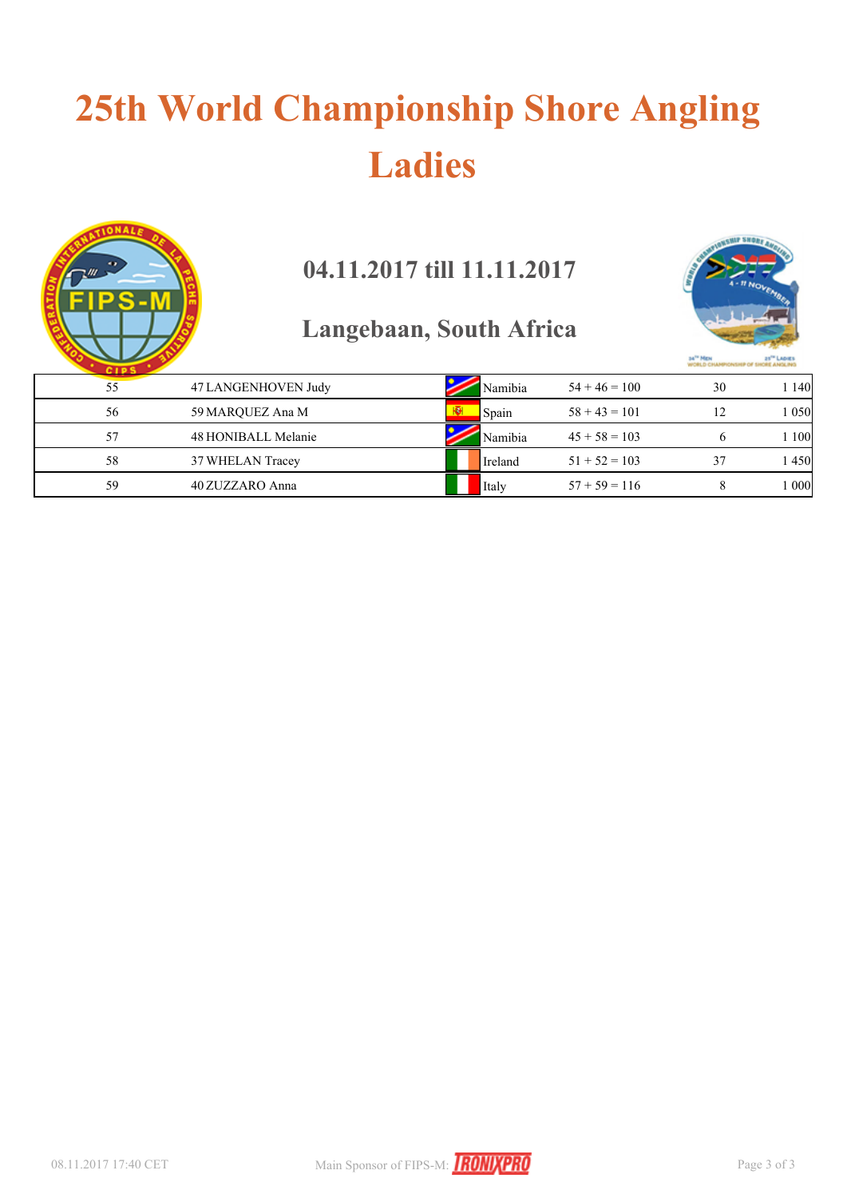# 25th World Championship Shore Angling Ladies

## 04.11.2017 till 11.11.2017

## Langebaan, South Africa

| | | | | | |
|---|---|---|---|---|---|
| 55 | 47 LANGENHOVEN Judy | Namibia | 54 + 46 = 100 | 30 | 1 140 |
| 56 | 59 MARQUEZ Ana M | Spain | 58 + 43 = 101 | 12 | 1 050 |
| 57 | 48 HONIBALL Melanie | Namibia | 45 + 58 = 103 | 6 | 1 100 |
| 58 | 37 WHELAN Tracey | Ireland | 51 + 52 = 103 | 37 | 1 450 |
| 59 | 40 ZUZZARO Anna | Italy | 57 + 59 = 116 | 8 | 1 000 |

08.11.2017 17:40 CET

Main Sponsor of FIPS-M: TRONIXPRO